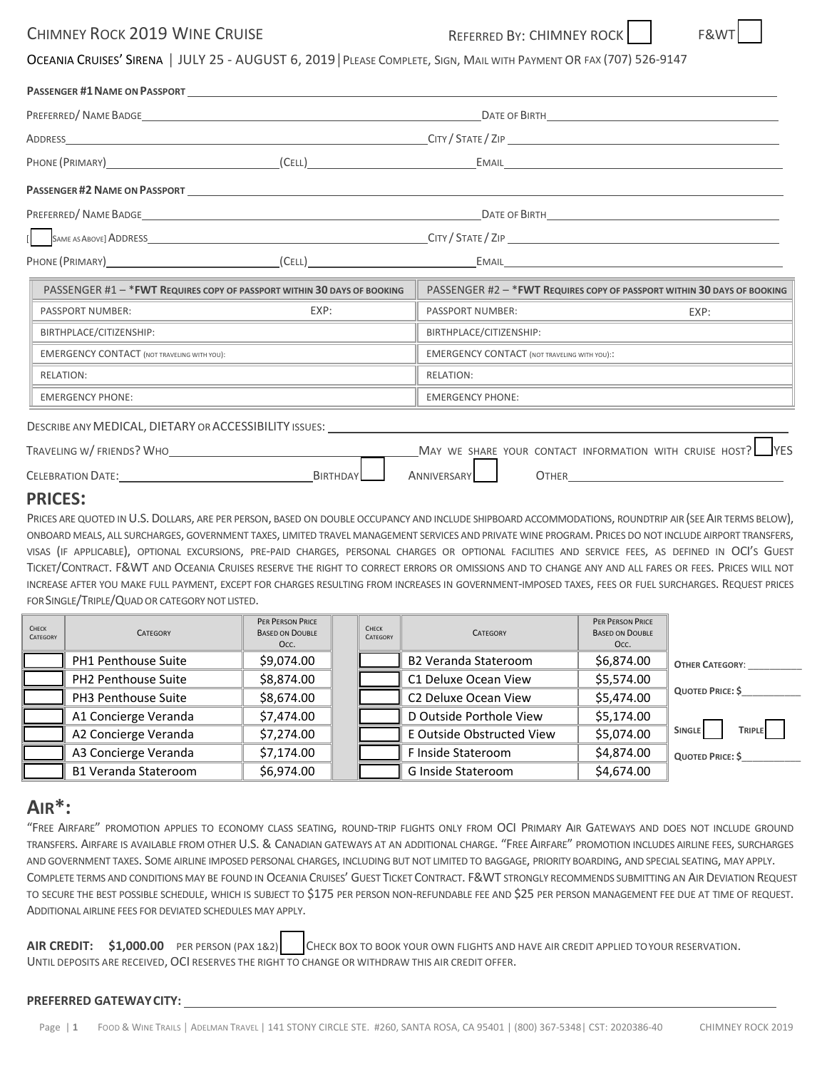# CHIMNEY ROCK 2019 WINE CRUISE

REFERRED BY: CHIMNEY ROCK [ ] F&WT [ ]

OCEANIA CRUISES' SIRENA | JULY 25 - AUGUST 6, 2019 | PLEASE COMPLETE, SIGN, MAIL WITH PAYMENT OR FAX (707) 526-9147

**PASSENGER #1 NAME ON PASSPORT** ____________________

PREFERRED/ NAME BADGE ____________________ DATE OF BIRTH ____________________

ADDRESS ____________________ CITY / STATE / ZIP ____________________

PHONE (PRIMARY) ____________ (CELL) ____________ EMAIL ____________________

**PASSENGER #2 NAME ON PASSPORT** ____________________

PREFERRED/ NAME BADGE ____________________ DATE OF BIRTH ____________________

[ ] SAME AS ABOVE] ADDRESS ____________________ CITY / STATE / ZIP ____________________

PHONE (PRIMARY) ____________ (CELL) ____________ EMAIL ____________________

| PASSENGER #1 – *FWT REQUIRES COPY OF PASSPORT WITHIN 30 DAYS OF BOOKING | | PASSENGER #2 – *FWT REQUIRES COPY OF PASSPORT WITHIN 30 DAYS OF BOOKING | |
|---|---|---|---|
| PASSPORT NUMBER: | EXP: | PASSPORT NUMBER: | EXP: |
| BIRTHPLACE/CITIZENSHIP: | | BIRTHPLACE/CITIZENSHIP: | |
| EMERGENCY CONTACT (NOT TRAVELING WITH YOU): | | EMERGENCY CONTACT (NOT TRAVELING WITH YOU):: | |
| RELATION: | | RELATION: | |
| EMERGENCY PHONE: | | EMERGENCY PHONE: | |

DESCRIBE ANY MEDICAL, DIETARY OR ACCESSIBILITY ISSUES: ____________________

TRAVELING W/ FRIENDS? WHO ____________________ MAY WE SHARE YOUR CONTACT INFORMATION WITH CRUISE HOST? [ ] YES

CELEBRATION DATE: ____________ BIRTHDAY [ ] ANNIVERSARY [ ] OTHER ____________

## PRICES:

PRICES ARE QUOTED IN U.S. DOLLARS, ARE PER PERSON, BASED ON DOUBLE OCCUPANCY AND INCLUDE SHIPBOARD ACCOMMODATIONS, ROUNDTRIP AIR (SEE AIR TERMS BELOW), ONBOARD MEALS, ALL SURCHARGES, GOVERNMENT TAXES, LIMITED TRAVEL MANAGEMENT SERVICES AND PRIVATE WINE PROGRAM. PRICES DO NOT INCLUDE AIRPORT TRANSFERS, VISAS (IF APPLICABLE), OPTIONAL EXCURSIONS, PRE-PAID CHARGES, PERSONAL CHARGES OR OPTIONAL FACILITIES AND SERVICE FEES, AS DEFINED IN OCI'S GUEST TICKET/CONTRACT. F&WT AND OCEANIA CRUISES RESERVE THE RIGHT TO CORRECT ERRORS OR OMISSIONS AND TO CHANGE ANY AND ALL FARES OR FEES. PRICES WILL NOT INCREASE AFTER YOU MAKE FULL PAYMENT, EXCEPT FOR CHARGES RESULTING FROM INCREASES IN GOVERNMENT-IMPOSED TAXES, FEES OR FUEL SURCHARGES. REQUEST PRICES FOR SINGLE/TRIPLE/QUAD OR CATEGORY NOT LISTED.

| CHECK CATEGORY | CATEGORY | PER PERSON PRICE BASED ON DOUBLE OCC. | CHECK CATEGORY | CATEGORY | PER PERSON PRICE BASED ON DOUBLE OCC. |
|---|---|---|---|---|---|
| [ ] | PH1 Penthouse Suite | $9,074.00 | [ ] | B2 Veranda Stateroom | $6,874.00 |
| [ ] | PH2 Penthouse Suite | $8,874.00 | [ ] | C1 Deluxe Ocean View | $5,574.00 |
| [ ] | PH3 Penthouse Suite | $8,674.00 | [ ] | C2 Deluxe Ocean View | $5,474.00 |
| [ ] | A1 Concierge Veranda | $7,474.00 | [ ] | D Outside Porthole View | $5,174.00 |
| [ ] | A2 Concierge Veranda | $7,274.00 | [ ] | E Outside Obstructed View | $5,074.00 |
| [ ] | A3 Concierge Veranda | $7,174.00 | [ ] | F Inside Stateroom | $4,874.00 |
| [ ] | B1 Veranda Stateroom | $6,974.00 | [ ] | G Inside Stateroom | $4,674.00 |

OTHER CATEGORY: __________

QUOTED PRICE: $__________

SINGLE [ ] TRIPLE [ ]

QUOTED PRICE: $__________

## AIR*:

"FREE AIRFARE" PROMOTION APPLIES TO ECONOMY CLASS SEATING, ROUND-TRIP FLIGHTS ONLY FROM OCI PRIMARY AIR GATEWAYS AND DOES NOT INCLUDE GROUND TRANSFERS. AIRFARE IS AVAILABLE FROM OTHER U.S. & CANADIAN GATEWAYS AT AN ADDITIONAL CHARGE. "FREE AIRFARE" PROMOTION INCLUDES AIRLINE FEES, SURCHARGES AND GOVERNMENT TAXES. SOME AIRLINE IMPOSED PERSONAL CHARGES, INCLUDING BUT NOT LIMITED TO BAGGAGE, PRIORITY BOARDING, AND SPECIAL SEATING, MAY APPLY. COMPLETE TERMS AND CONDITIONS MAY BE FOUND IN OCEANIA CRUISES' GUEST TICKET CONTRACT. F&WT STRONGLY RECOMMENDS SUBMITTING AN AIR DEVIATION REQUEST TO SECURE THE BEST POSSIBLE SCHEDULE, WHICH IS SUBJECT TO $175 PER PERSON NON-REFUNDABLE FEE AND $25 PER PERSON MANAGEMENT FEE DUE AT TIME OF REQUEST. ADDITIONAL AIRLINE FEES FOR DEVIATED SCHEDULES MAY APPLY.

**AIR CREDIT: $1,000.00** PER PERSON (PAX 1&2) [ ] CHECK BOX TO BOOK YOUR OWN FLIGHTS AND HAVE AIR CREDIT APPLIED TO YOUR RESERVATION. UNTIL DEPOSITS ARE RECEIVED, OCI RESERVES THE RIGHT TO CHANGE OR WITHDRAW THIS AIR CREDIT OFFER.

**PREFERRED GATEWAY CITY:** ____________________

FOOD & WINE TRAILS | ADELMAN TRAVEL | 141 STONY CIRCLE STE. #260, SANTA ROSA, CA 95401 | (800) 367-5348 | CST: 2020386-40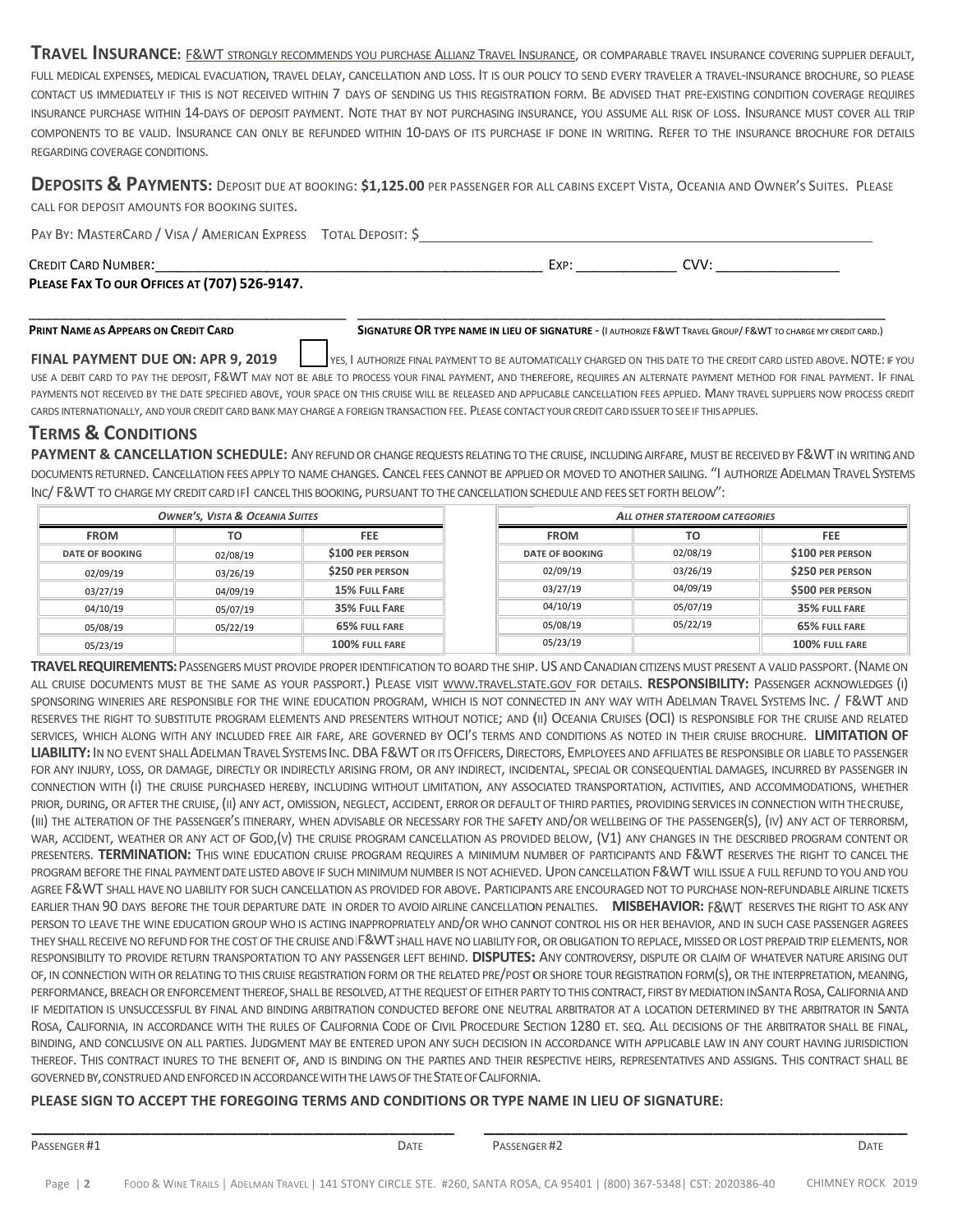**TRAVEL INSURANCE**: F&WT STRONGLY RECOMMENDS YOU PURCHASE ALLIANZ TRAVEL INSURANCE, OR COMPARABLE TRAVEL INSURANCE COVERING SUPPLIER DEFAULT, FULL MEDICAL EXPENSES, MEDICAL EVACUATION, TRAVEL DELAY, CANCELLATION AND LOSS. IT IS OUR POLICY TO SEND EVERY TRAVELER A TRAVEL-INSURANCE BROCHURE, SO PLEASE CONTACT US IMMEDIATELY IF THIS IS NOT RECEIVED WITHIN 7 DAYS OF SENDING US THIS REGISTRATION FORM. BE ADVISED THAT PRE-EXISTING CONDITION COVERAGE REQUIRES INSURANCE PURCHASE WITHIN 14-DAYS OF DEPOSIT PAYMENT. NOTE THAT BY NOT PURCHASING INSURANCE, YOU ASSUME ALL RISK OF LOSS. INSURANCE MUST COVER ALL TRIP COMPONENTS TO BE VALID. INSURANCE CAN ONLY BE REFUNDED WITHIN 10-DAYS OF ITS PURCHASE IF DONE IN WRITING. REFER TO THE INSURANCE BROCHURE FOR DETAILS REGARDING COVERAGE CONDITIONS.

**DEPOSITS & PAYMENTS:** DEPOSIT DUE AT BOOKING: **$1,125.00** PER PASSENGER FOR ALL CABINS EXCEPT VISTA, OCEANIA AND OWNER'S SUITES. PLEASE CALL FOR DEPOSIT AMOUNTS FOR BOOKING SUITES.

PAY BY: MASTERCARD / VISA / AMERICAN EXPRESS TOTAL DEPOSIT: $________________

CREDIT CARD NUMBER:________________________ EXP: __________ CVV: ____________

**PLEASE FAX TO OUR OFFICES AT (707) 526-9147.**

________________________ ________________________

**PRINT NAME AS APPEARS ON CREDIT CARD** **SIGNATURE OR TYPE NAME IN LIEU OF SIGNATURE** - (I AUTHORIZE F&WT TRAVEL GROUP/ F&WT TO CHARGE MY CREDIT CARD.)

**FINAL PAYMENT DUE ON: APR 9, 2019** ☐ YES, I AUTHORIZE FINAL PAYMENT TO BE AUTOMATICALLY CHARGED ON THIS DATE TO THE CREDIT CARD LISTED ABOVE. NOTE: IF YOU USE A DEBIT CARD TO PAY THE DEPOSIT, F&WT MAY NOT BE ABLE TO PROCESS YOUR FINAL PAYMENT, AND THEREFORE, REQUIRES AN ALTERNATE PAYMENT METHOD FOR FINAL PAYMENT. IF FINAL PAYMENTS NOT RECEIVED BY THE DATE SPECIFIED ABOVE, YOUR SPACE ON THIS CRUISE WILL BE RELEASED AND APPLICABLE CANCELLATION FEES APPLIED. MANY TRAVEL SUPPLIERS NOW PROCESS CREDIT CARDS INTERNATIONALLY, AND YOUR CREDIT CARD BANK MAY CHARGE A FOREIGN TRANSACTION FEE. PLEASE CONTACT YOUR CREDIT CARD ISSUER TO SEE IF THIS APPLIES.

## TERMS & CONDITIONS

**PAYMENT & CANCELLATION SCHEDULE:** ANY REFUND OR CHANGE REQUESTS RELATING TO THE CRUISE, INCLUDING AIRFARE, MUST BE RECEIVED BY F&WT IN WRITING AND DOCUMENTS RETURNED. CANCELLATION FEES APPLY TO NAME CHANGES. CANCEL FEES CANNOT BE APPLIED OR MOVED TO ANOTHER SAILING. "I AUTHORIZE ADELMAN TRAVEL SYSTEMS INC/ F&WT TO CHARGE MY CREDIT CARD IF I CANCEL THIS BOOKING, PURSUANT TO THE CANCELLATION SCHEDULE AND FEES SET FORTH BELOW":

| *OWNER'S, VISTA & OCEANIA SUITES* | | |
|---|---|---|
| **FROM** | **TO** | **FEE** |
| DATE OF BOOKING | 02/08/19 | $100 PER PERSON |
| 02/09/19 | 03/26/19 | $250 PER PERSON |
| 03/27/19 | 04/09/19 | 15% FULL FARE |
| 04/10/19 | 05/07/19 | 35% FULL FARE |
| 05/08/19 | 05/22/19 | 65% FULL FARE |
| 05/23/19 | | 100% FULL FARE |

| *ALL OTHER STATEROOM CATEGORIES* | | |
|---|---|---|
| **FROM** | **TO** | **FEE** |
| DATE OF BOOKING | 02/08/19 | $100 PER PERSON |
| 02/09/19 | 03/26/19 | $250 PER PERSON |
| 03/27/19 | 04/09/19 | $500 PER PERSON |
| 04/10/19 | 05/07/19 | 35% FULL FARE |
| 05/08/19 | 05/22/19 | 65% FULL FARE |
| 05/23/19 | | 100% FULL FARE |

**TRAVEL REQUIREMENTS:** PASSENGERS MUST PROVIDE PROPER IDENTIFICATION TO BOARD THE SHIP. US AND CANADIAN CITIZENS MUST PRESENT A VALID PASSPORT. (NAME ON ALL CRUISE DOCUMENTS MUST BE THE SAME AS YOUR PASSPORT.) PLEASE VISIT WWW.TRAVEL.STATE.GOV FOR DETAILS. **RESPONSIBILITY:** PASSENGER ACKNOWLEDGES (I) SPONSORING WINERIES ARE RESPONSIBLE FOR THE WINE EDUCATION PROGRAM, WHICH IS NOT CONNECTED IN ANY WAY WITH ADELMAN TRAVEL SYSTEMS INC. / F&WT AND RESERVES THE RIGHT TO SUBSTITUTE PROGRAM ELEMENTS AND PRESENTERS WITHOUT NOTICE; AND (II) OCEANIA CRUISES (OCI) IS RESPONSIBLE FOR THE CRUISE AND RELATED SERVICES, WHICH ALONG WITH ANY INCLUDED FREE AIR FARE, ARE GOVERNED BY OCI'S TERMS AND CONDITIONS AS NOTED IN THEIR CRUISE BROCHURE. **LIMITATION OF LIABILITY:** IN NO EVENT SHALL ADELMAN TRAVEL SYSTEMS INC. DBA F&WT OR ITS OFFICERS, DIRECTORS, EMPLOYEES AND AFFILIATES BE RESPONSIBLE OR LIABLE TO PASSENGER FOR ANY INJURY, LOSS, OR DAMAGE, DIRECTLY OR INDIRECTLY ARISING FROM, OR ANY INDIRECT, INCIDENTAL, SPECIAL OR CONSEQUENTIAL DAMAGES, INCURRED BY PASSENGER IN CONNECTION WITH (I) THE CRUISE PURCHASED HEREBY, INCLUDING WITHOUT LIMITATION, ANY ASSOCIATED TRANSPORTATION, ACTIVITIES, AND ACCOMMODATIONS, WHETHER PRIOR, DURING, OR AFTER THE CRUISE, (II) ANY ACT, OMISSION, NEGLECT, ACCIDENT, ERROR OR DEFAULT OF THIRD PARTIES, PROVIDING SERVICES IN CONNECTION WITH THE CRUISE, (III) THE ALTERATION OF THE PASSENGER'S ITINERARY, WHEN ADVISABLE OR NECESSARY FOR THE SAFETY AND/OR WELLBEING OF THE PASSENGER(S), (IV) ANY ACT OF TERRORISM, WAR, ACCIDENT, WEATHER OR ANY ACT OF GOD,(V) THE CRUISE PROGRAM CANCELLATION AS PROVIDED BELOW, (V1) ANY CHANGES IN THE DESCRIBED PROGRAM CONTENT OR PRESENTERS. **TERMINATION:** THIS WINE EDUCATION CRUISE PROGRAM REQUIRES A MINIMUM NUMBER OF PARTICIPANTS AND F&WT RESERVES THE RIGHT TO CANCEL THE PROGRAM BEFORE THE FINAL PAYMENT DATE LISTED ABOVE IF SUCH MINIMUM NUMBER IS NOT ACHIEVED. UPON CANCELLATION F&WT WILL ISSUE A FULL REFUND TO YOU AND YOU AGREE F&WT SHALL HAVE NO LIABILITY FOR SUCH CANCELLATION AS PROVIDED FOR ABOVE. PARTICIPANTS ARE ENCOURAGED NOT TO PURCHASE NON-REFUNDABLE AIRLINE TICKETS EARLIER THAN 90 DAYS BEFORE THE TOUR DEPARTURE DATE IN ORDER TO AVOID AIRLINE CANCELLATION PENALTIES. **MISBEHAVIOR:** F&WT RESERVES THE RIGHT TO ASK ANY PERSON TO LEAVE THE WINE EDUCATION GROUP WHO IS ACTING INAPPROPRIATELY AND/OR WHO CANNOT CONTROL HIS OR HER BEHAVIOR, AND IN SUCH CASE PASSENGER AGREES THEY SHALL RECEIVE NO REFUND FOR THE COST OF THE CRUISE AND F&WT SHALL HAVE NO LIABILITY FOR, OR OBLIGATION TO REPLACE, MISSED OR LOST PREPAID TRIP ELEMENTS, NOR RESPONSIBILITY TO PROVIDE RETURN TRANSPORTATION TO ANY PASSENGER LEFT BEHIND. **DISPUTES:** ANY CONTROVERSY, DISPUTE OR CLAIM OF WHATEVER NATURE ARISING OUT OF, IN CONNECTION WITH OR RELATING TO THIS CRUISE REGISTRATION FORM OR THE RELATED PRE/POST OR SHORE TOUR REGISTRATION FORM(S), OR THE INTERPRETATION, MEANING, PERFORMANCE, BREACH OR ENFORCEMENT THEREOF, SHALL BE RESOLVED, AT THE REQUEST OF EITHER PARTY TO THIS CONTRACT, FIRST BY MEDIATION IN SANTA ROSA, CALIFORNIA AND IF MEDITATION IS UNSUCCESSFUL BY FINAL AND BINDING ARBITRATION CONDUCTED BEFORE ONE NEUTRAL ARBITRATOR AT A LOCATION DETERMINED BY THE ARBITRATOR IN SANTA ROSA, CALIFORNIA, IN ACCORDANCE WITH THE RULES OF CALIFORNIA CODE OF CIVIL PROCEDURE SECTION 1280 ET. SEQ. ALL DECISIONS OF THE ARBITRATOR SHALL BE FINAL, BINDING, AND CONCLUSIVE ON ALL PARTIES. JUDGMENT MAY BE ENTERED UPON ANY SUCH DECISION IN ACCORDANCE WITH APPLICABLE LAW IN ANY COURT HAVING JURISDICTION THEREOF. THIS CONTRACT INURES TO THE BENEFIT OF, AND IS BINDING ON THE PARTIES AND THEIR RESPECTIVE HEIRS, REPRESENTATIVES AND ASSIGNS. THIS CONTRACT SHALL BE GOVERNED BY, CONSTRUED AND ENFORCED IN ACCORDANCE WITH THE LAWS OF THE STATE OF CALIFORNIA.

**PLEASE SIGN TO ACCEPT THE FOREGOING TERMS AND CONDITIONS OR TYPE NAME IN LIEU OF SIGNATURE:**

________________________ ________________________

PASSENGER #1 DATE PASSENGER #2 DATE

FOOD & WINE TRAILS | ADELMAN TRAVEL | 141 STONY CIRCLE STE. #260, SANTA ROSA, CA 95401 | (800) 367-5348| CST: 2020386-40 CHIMNEY ROCK 2019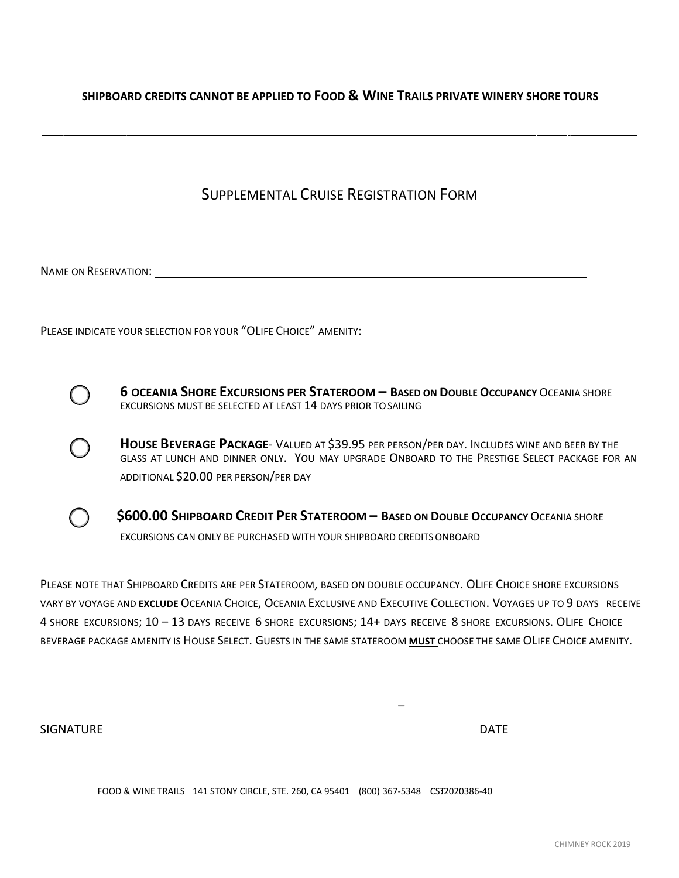**SHIPBOARD CREDITS CANNOT BE APPLIED TO FOOD & WINE TRAILS PRIVATE WINERY SHORE TOURS**

---

## SUPPLEMENTAL CRUISE REGISTRATION FORM

NAME ON RESERVATION: ______________________________________________

PLEASE INDICATE YOUR SELECTION FOR YOUR "OLIFE CHOICE" AMENITY:

- ◯ **6 OCEANIA SHORE EXCURSIONS PER STATEROOM – BASED ON DOUBLE OCCUPANCY** OCEANIA SHORE EXCURSIONS MUST BE SELECTED AT LEAST 14 DAYS PRIOR TO SAILING

- ◯ **HOUSE BEVERAGE PACKAGE**- VALUED AT $39.95 PER PERSON/PER DAY. INCLUDES WINE AND BEER BY THE GLASS AT LUNCH AND DINNER ONLY. YOU MAY UPGRADE ONBOARD TO THE PRESTIGE SELECT PACKAGE FOR AN ADDITIONAL $20.00 PER PERSON/PER DAY

- ◯ **$600.00 SHIPBOARD CREDIT PER STATEROOM – BASED ON DOUBLE OCCUPANCY** OCEANIA SHORE EXCURSIONS CAN ONLY BE PURCHASED WITH YOUR SHIPBOARD CREDITS ONBOARD

PLEASE NOTE THAT SHIPBOARD CREDITS ARE PER STATEROOM, BASED ON DOUBLE OCCUPANCY. OLIFE CHOICE SHORE EXCURSIONS VARY BY VOYAGE AND **EXCLUDE** OCEANIA CHOICE, OCEANIA EXCLUSIVE AND EXECUTIVE COLLECTION. VOYAGES UP TO 9 DAYS RECEIVE 4 SHORE EXCURSIONS; 10 – 13 DAYS RECEIVE 6 SHORE EXCURSIONS; 14+ DAYS RECEIVE 8 SHORE EXCURSIONS. OLIFE CHOICE BEVERAGE PACKAGE AMENITY IS HOUSE SELECT. GUESTS IN THE SAME STATEROOM **MUST** CHOOSE THE SAME OLIFE CHOICE AMENITY.

______________________________________________ ______________________

SIGNATURE DATE

FOOD & WINE TRAILS 141 STONY CIRCLE, STE. 260, CA 95401 (800) 367-5348 CST2020386-40

CHIMNEY ROCK 2019